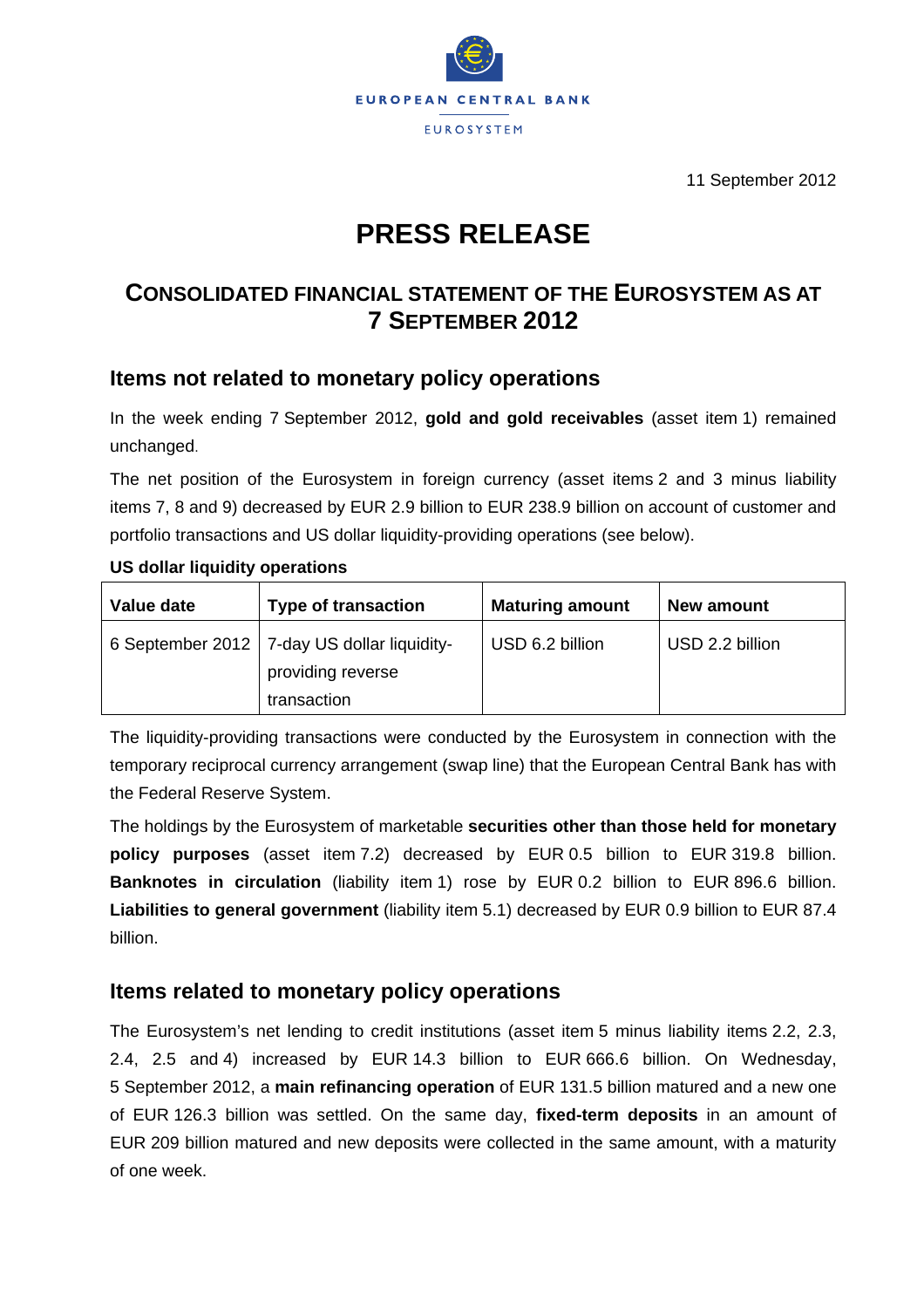EUROPEAN CENTRAL BANK

EUROSYSTEM

11 September 2012

# PRESS RELEASE

## CONSOLIDATED FINANCIAL STATEMENT OF THE EUROSYSTEM AS AT 7 SEPTEMBER 2012

### Items not related to monetary policy operations

In the week ending 7 September 2012, **gold and gold receivables** (asset item 1) remained unchanged.

The net position of the Eurosystem in foreign currency (asset items 2 and 3 minus liability items 7, 8 and 9) decreased by EUR 2.9 billion to EUR 238.9 billion on account of customer and portfolio transactions and US dollar liquidity-providing operations (see below).

**US dollar liquidity operations**

| Value date | Type of transaction | Maturing amount | New amount |
|---|---|---|---|
| 6 September 2012 | 7-day US dollar liquidity-providing reverse transaction | USD 6.2 billion | USD 2.2 billion |

The liquidity-providing transactions were conducted by the Eurosystem in connection with the temporary reciprocal currency arrangement (swap line) that the European Central Bank has with the Federal Reserve System.

The holdings by the Eurosystem of marketable **securities other than those held for monetary policy purposes** (asset item 7.2) decreased by EUR 0.5 billion to EUR 319.8 billion. **Banknotes in circulation** (liability item 1) rose by EUR 0.2 billion to EUR 896.6 billion. **Liabilities to general government** (liability item 5.1) decreased by EUR 0.9 billion to EUR 87.4 billion.

### Items related to monetary policy operations

The Eurosystem's net lending to credit institutions (asset item 5 minus liability items 2.2, 2.3, 2.4, 2.5 and 4) increased by EUR 14.3 billion to EUR 666.6 billion. On Wednesday, 5 September 2012, a **main refinancing operation** of EUR 131.5 billion matured and a new one of EUR 126.3 billion was settled. On the same day, **fixed-term deposits** in an amount of EUR 209 billion matured and new deposits were collected in the same amount, with a maturity of one week.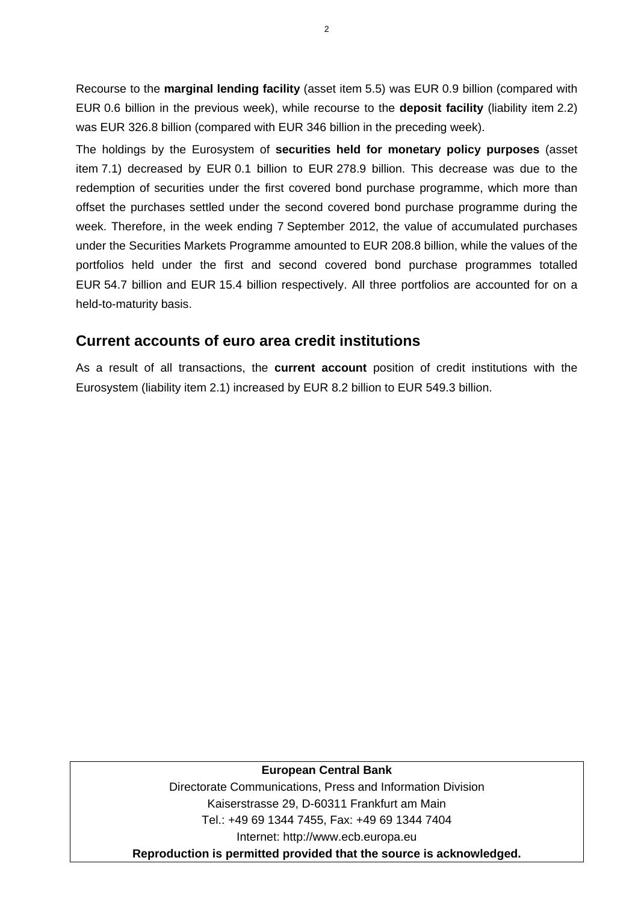Recourse to the **marginal lending facility** (asset item 5.5) was EUR 0.9 billion (compared with EUR 0.6 billion in the previous week), while recourse to the **deposit facility** (liability item 2.2) was EUR 326.8 billion (compared with EUR 346 billion in the preceding week).

The holdings by the Eurosystem of **securities held for monetary policy purposes** (asset item 7.1) decreased by EUR 0.1 billion to EUR 278.9 billion. This decrease was due to the redemption of securities under the first covered bond purchase programme, which more than offset the purchases settled under the second covered bond purchase programme during the week. Therefore, in the week ending 7 September 2012, the value of accumulated purchases under the Securities Markets Programme amounted to EUR 208.8 billion, while the values of the portfolios held under the first and second covered bond purchase programmes totalled EUR 54.7 billion and EUR 15.4 billion respectively. All three portfolios are accounted for on a held-to-maturity basis.

## Current accounts of euro area credit institutions

As a result of all transactions, the **current account** position of credit institutions with the Eurosystem (liability item 2.1) increased by EUR 8.2 billion to EUR 549.3 billion.

**European Central Bank**
Directorate Communications, Press and Information Division
Kaiserstrasse 29, D-60311 Frankfurt am Main
Tel.: +49 69 1344 7455, Fax: +49 69 1344 7404
Internet: http://www.ecb.europa.eu
**Reproduction is permitted provided that the source is acknowledged.**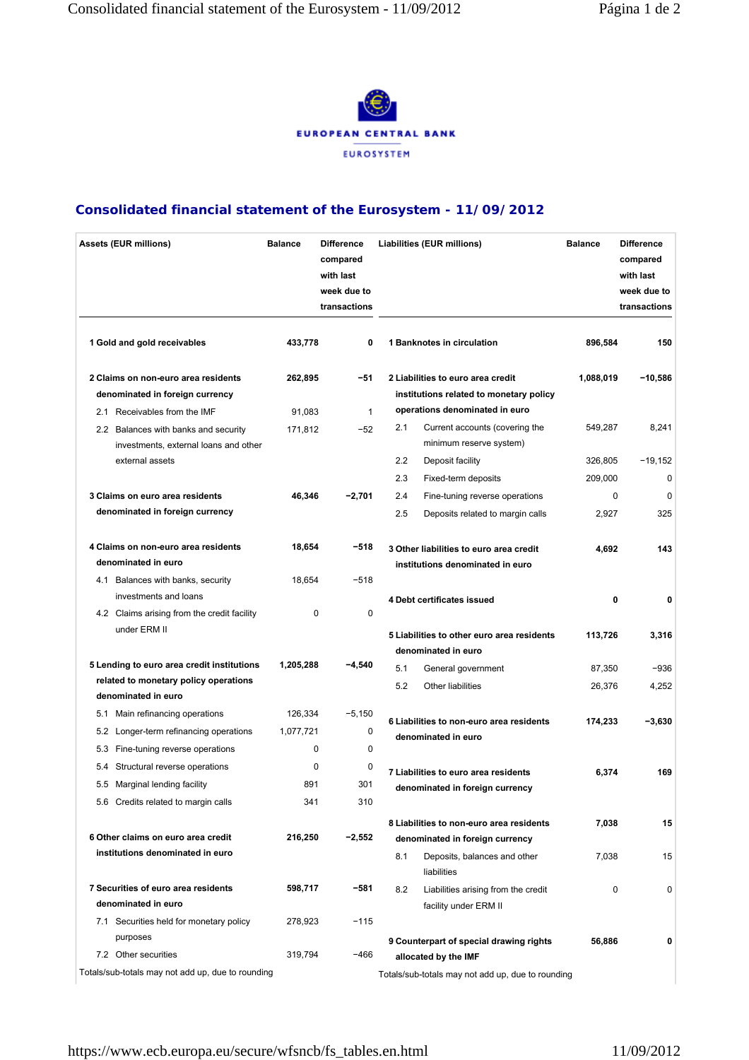EUROPEAN CENTRAL BANK

EUROSYSTEM

# Consolidated financial statement of the Eurosystem - 11/09/2012

| Assets (EUR millions) | Balance | Difference compared with last week due to transactions |
|---|---|---|
| **1 Gold and gold receivables** | **433,778** | **0** |
| **2 Claims on non-euro area residents denominated in foreign currency** | **262,895** | **−51** |
| 2.1 Receivables from the IMF | 91,083 | 1 |
| 2.2 Balances with banks and security investments, external loans and other external assets | 171,812 | −52 |
| **3 Claims on euro area residents denominated in foreign currency** | **46,346** | **−2,701** |
| **4 Claims on non-euro area residents denominated in euro** | **18,654** | **−518** |
| 4.1 Balances with banks, security investments and loans | 18,654 | −518 |
| 4.2 Claims arising from the credit facility under ERM II | 0 | 0 |
| **5 Lending to euro area credit institutions related to monetary policy operations denominated in euro** | **1,205,288** | **−4,540** |
| 5.1 Main refinancing operations | 126,334 | −5,150 |
| 5.2 Longer-term refinancing operations | 1,077,721 | 0 |
| 5.3 Fine-tuning reverse operations | 0 | 0 |
| 5.4 Structural reverse operations | 0 | 0 |
| 5.5 Marginal lending facility | 891 | 301 |
| 5.6 Credits related to margin calls | 341 | 310 |
| **6 Other claims on euro area credit institutions denominated in euro** | **216,250** | **−2,552** |
| **7 Securities of euro area residents denominated in euro** | **598,717** | **−581** |
| 7.1 Securities held for monetary policy purposes | 278,923 | −115 |
| 7.2 Other securities | 319,794 | −466 |

Totals/sub-totals may not add up, due to rounding

| Liabilities (EUR millions) | Balance | Difference compared with last week due to transactions |
|---|---|---|
| **1 Banknotes in circulation** | **896,584** | **150** |
| **2 Liabilities to euro area credit institutions related to monetary policy operations denominated in euro** | **1,088,019** | **−10,586** |
| 2.1 Current accounts (covering the minimum reserve system) | 549,287 | 8,241 |
| 2.2 Deposit facility | 326,805 | −19,152 |
| 2.3 Fixed-term deposits | 209,000 | 0 |
| 2.4 Fine-tuning reverse operations | 0 | 0 |
| 2.5 Deposits related to margin calls | 2,927 | 325 |
| **3 Other liabilities to euro area credit institutions denominated in euro** | **4,692** | **143** |
| **4 Debt certificates issued** | **0** | **0** |
| **5 Liabilities to other euro area residents denominated in euro** | **113,726** | **3,316** |
| 5.1 General government | 87,350 | −936 |
| 5.2 Other liabilities | 26,376 | 4,252 |
| **6 Liabilities to non-euro area residents denominated in euro** | **174,233** | **−3,630** |
| **7 Liabilities to euro area residents denominated in foreign currency** | **6,374** | **169** |
| **8 Liabilities to non-euro area residents denominated in foreign currency** | **7,038** | **15** |
| 8.1 Deposits, balances and other liabilities | 7,038 | 15 |
| 8.2 Liabilities arising from the credit facility under ERM II | 0 | 0 |
| **9 Counterpart of special drawing rights allocated by the IMF** | **56,886** | **0** |

Totals/sub-totals may not add up, due to rounding